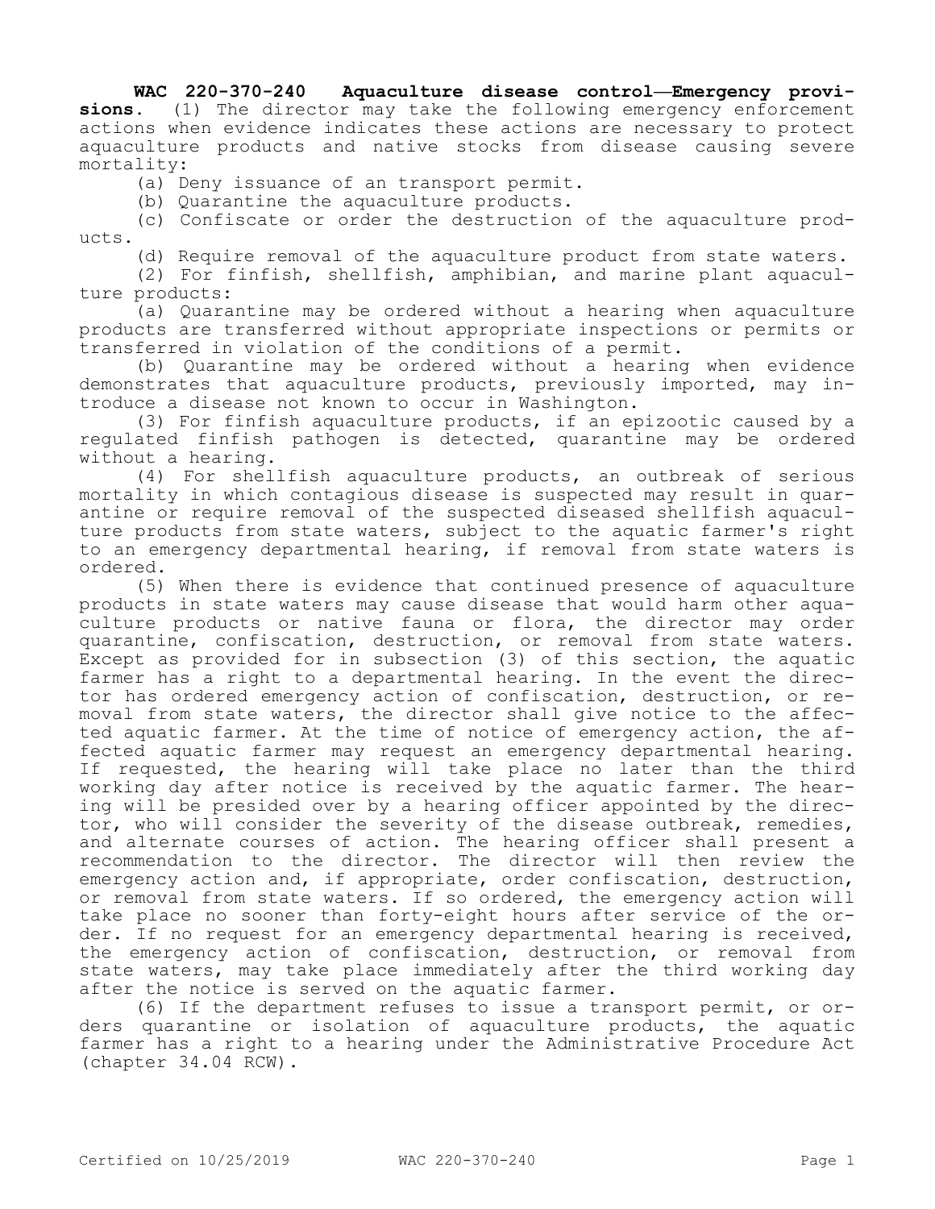**WAC 220-370-240 Aquaculture disease control—Emergency provisions.** (1) The director may take the following emergency enforcement actions when evidence indicates these actions are necessary to protect aquaculture products and native stocks from disease causing severe mortality:

(a) Deny issuance of an transport permit.

(b) Quarantine the aquaculture products.

(c) Confiscate or order the destruction of the aquaculture products.

(d) Require removal of the aquaculture product from state waters.

(2) For finfish, shellfish, amphibian, and marine plant aquaculture products:

(a) Quarantine may be ordered without a hearing when aquaculture products are transferred without appropriate inspections or permits or transferred in violation of the conditions of a permit.

(b) Quarantine may be ordered without a hearing when evidence demonstrates that aquaculture products, previously imported, may introduce a disease not known to occur in Washington.

(3) For finfish aquaculture products, if an epizootic caused by a regulated finfish pathogen is detected, quarantine may be ordered without a hearing.

(4) For shellfish aquaculture products, an outbreak of serious mortality in which contagious disease is suspected may result in quarantine or require removal of the suspected diseased shellfish aquaculture products from state waters, subject to the aquatic farmer's right to an emergency departmental hearing, if removal from state waters is ordered.

(5) When there is evidence that continued presence of aquaculture products in state waters may cause disease that would harm other aquaculture products or native fauna or flora, the director may order quarantine, confiscation, destruction, or removal from state waters. Except as provided for in subsection (3) of this section, the aquatic farmer has a right to a departmental hearing. In the event the director has ordered emergency action of confiscation, destruction, or removal from state waters, the director shall give notice to the affected aquatic farmer. At the time of notice of emergency action, the affected aquatic farmer may request an emergency departmental hearing. If requested, the hearing will take place no later than the third working day after notice is received by the aquatic farmer. The hearing will be presided over by a hearing officer appointed by the director, who will consider the severity of the disease outbreak, remedies, and alternate courses of action. The hearing officer shall present a recommendation to the director. The director will then review the emergency action and, if appropriate, order confiscation, destruction, or removal from state waters. If so ordered, the emergency action will take place no sooner than forty-eight hours after service of the order. If no request for an emergency departmental hearing is received, the emergency action of confiscation, destruction, or removal from state waters, may take place immediately after the third working day after the notice is served on the aquatic farmer.

(6) If the department refuses to issue a transport permit, or orders quarantine or isolation of aquaculture products, the aquatic farmer has a right to a hearing under the Administrative Procedure Act (chapter 34.04 RCW).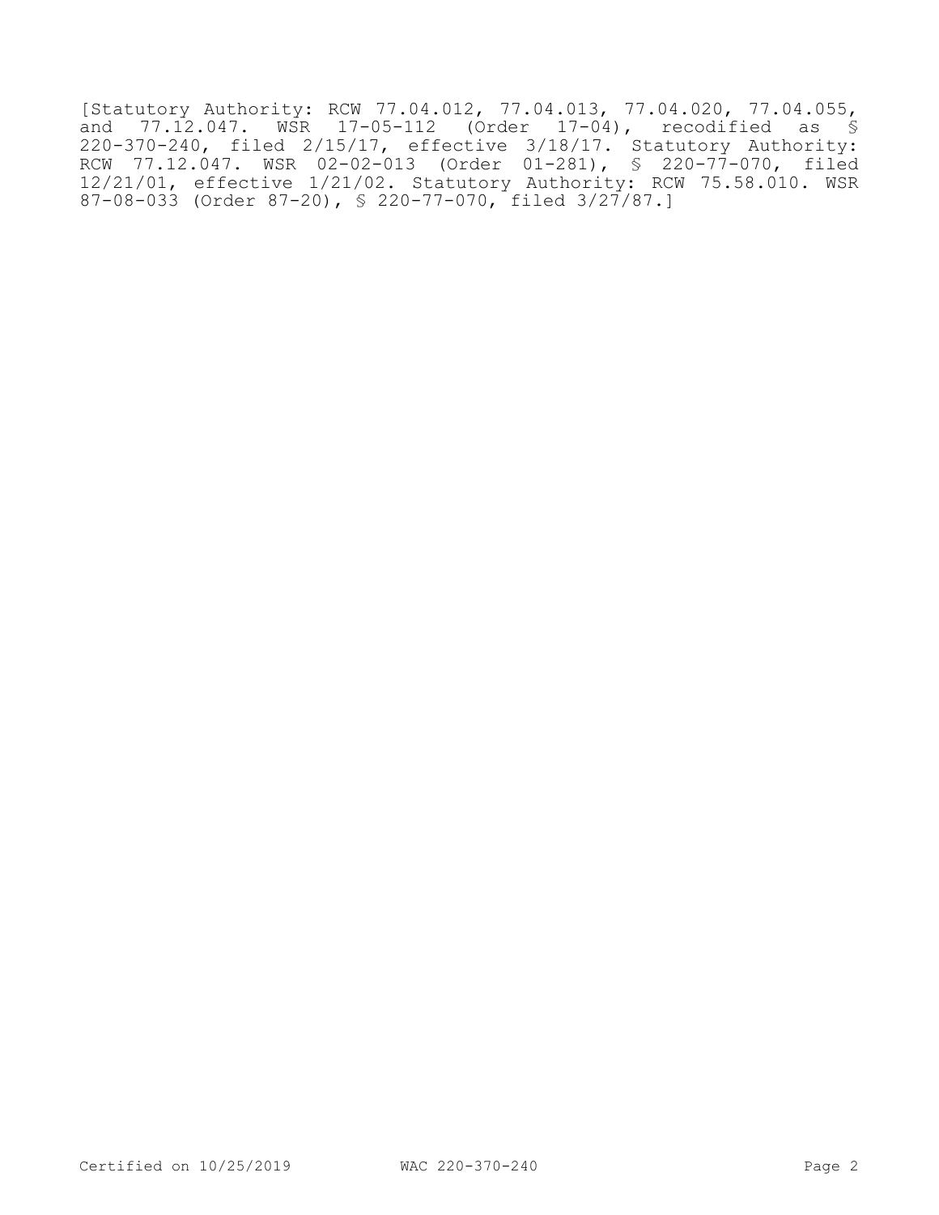[Statutory Authority: RCW 77.04.012, 77.04.013, 77.04.020, 77.04.055, and 77.12.047. WSR 17-05-112 (Order 17-04), recodified as § 220-370-240, filed 2/15/17, effective 3/18/17. Statutory Authority: RCW 77.12.047. WSR 02-02-013 (Order 01-281), § 220-77-070, filed 12/21/01, effective 1/21/02. Statutory Authority: RCW 75.58.010. WSR 87-08-033 (Order 87-20), § 220-77-070, filed 3/27/87.]